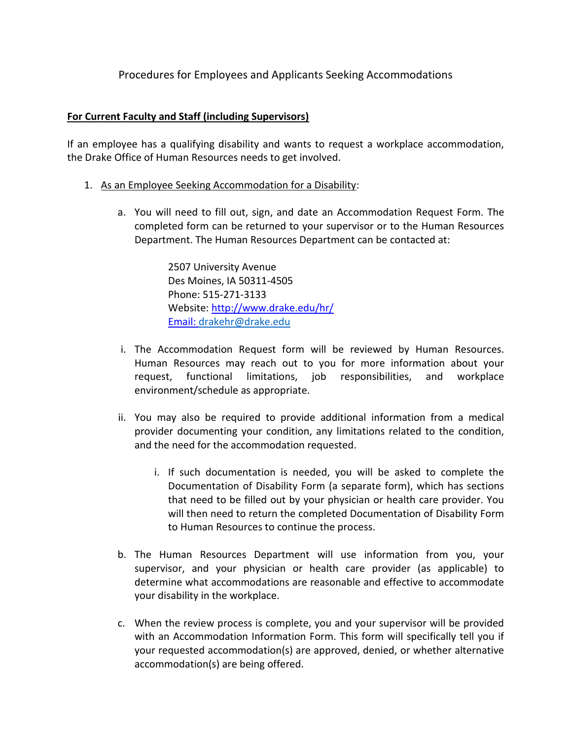# Procedures for Employees and Applicants Seeking Accommodations

**For Current Faculty and Staff (including Supervisors)**

If an employee has a qualifying disability and wants to request a workplace accommodation, the Drake Office of Human Resources needs to get involved.

1. As an Employee Seeking Accommodation for a Disability:

   a. You will need to fill out, sign, and date an Accommodation Request Form. The completed form can be returned to your supervisor or to the Human Resources Department. The Human Resources Department can be contacted at:

      2507 University Avenue
      Des Moines, IA 50311-4505
      Phone: 515-271-3133
      Website: http://www.drake.edu/hr/
      Email: drakehr@drake.edu

   i. The Accommodation Request form will be reviewed by Human Resources. Human Resources may reach out to you for more information about your request, functional limitations, job responsibilities, and workplace environment/schedule as appropriate.

   ii. You may also be required to provide additional information from a medical provider documenting your condition, any limitations related to the condition, and the need for the accommodation requested.

      i. If such documentation is needed, you will be asked to complete the Documentation of Disability Form (a separate form), which has sections that need to be filled out by your physician or health care provider. You will then need to return the completed Documentation of Disability Form to Human Resources to continue the process.

   b. The Human Resources Department will use information from you, your supervisor, and your physician or health care provider (as applicable) to determine what accommodations are reasonable and effective to accommodate your disability in the workplace.

   c. When the review process is complete, you and your supervisor will be provided with an Accommodation Information Form. This form will specifically tell you if your requested accommodation(s) are approved, denied, or whether alternative accommodation(s) are being offered.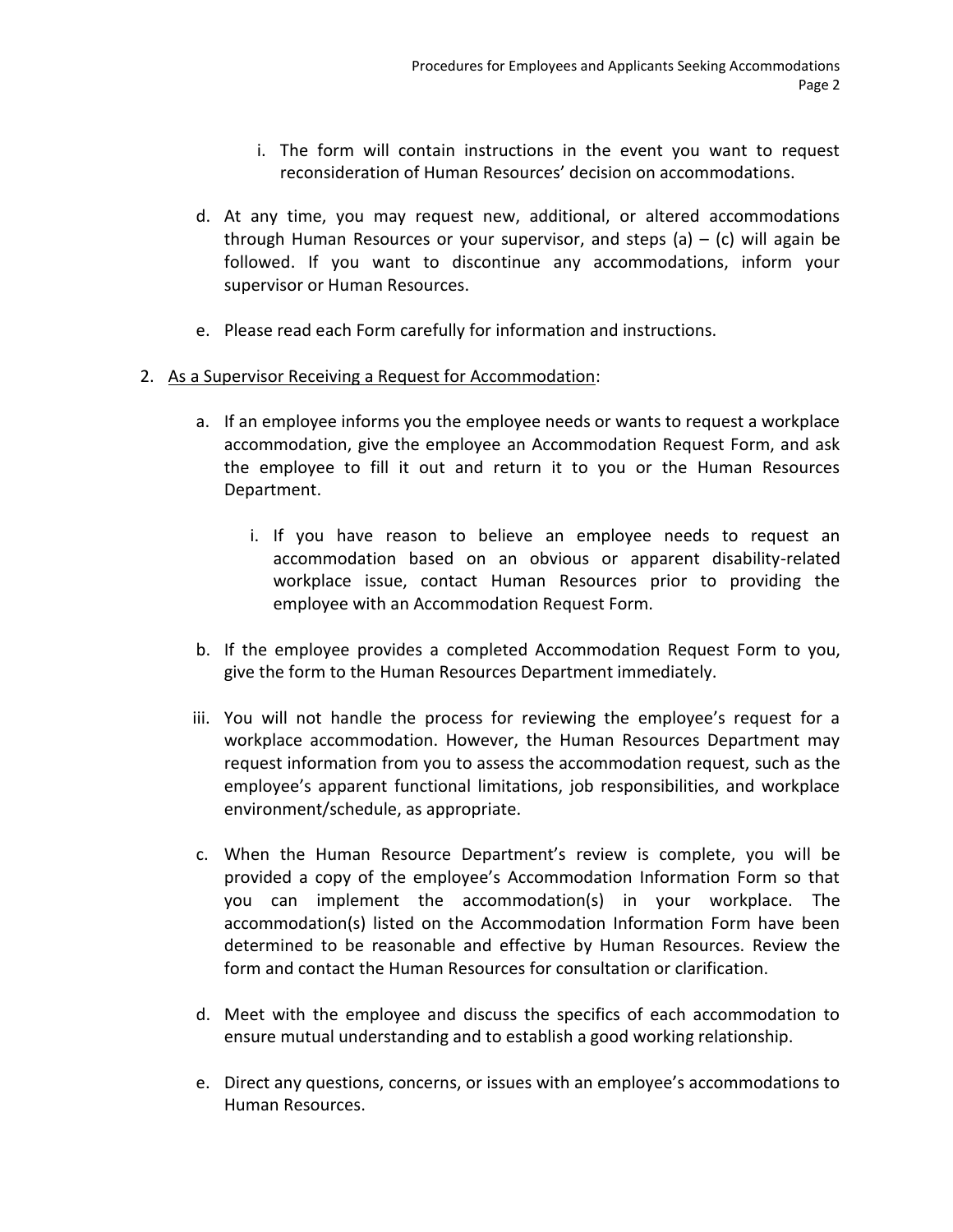i. The form will contain instructions in the event you want to request reconsideration of Human Resources' decision on accommodations.

d. At any time, you may request new, additional, or altered accommodations through Human Resources or your supervisor, and steps (a) – (c) will again be followed. If you want to discontinue any accommodations, inform your supervisor or Human Resources.

e. Please read each Form carefully for information and instructions.

2. <u>As a Supervisor Receiving a Request for Accommodation</u>:

   a. If an employee informs you the employee needs or wants to request a workplace accommodation, give the employee an Accommodation Request Form, and ask the employee to fill it out and return it to you or the Human Resources Department.

      i. If you have reason to believe an employee needs to request an accommodation based on an obvious or apparent disability-related workplace issue, contact Human Resources prior to providing the employee with an Accommodation Request Form.

   b. If the employee provides a completed Accommodation Request Form to you, give the form to the Human Resources Department immediately.

   iii. You will not handle the process for reviewing the employee's request for a workplace accommodation. However, the Human Resources Department may request information from you to assess the accommodation request, such as the employee's apparent functional limitations, job responsibilities, and workplace environment/schedule, as appropriate.

   c. When the Human Resource Department's review is complete, you will be provided a copy of the employee's Accommodation Information Form so that you can implement the accommodation(s) in your workplace. The accommodation(s) listed on the Accommodation Information Form have been determined to be reasonable and effective by Human Resources. Review the form and contact the Human Resources for consultation or clarification.

   d. Meet with the employee and discuss the specifics of each accommodation to ensure mutual understanding and to establish a good working relationship.

   e. Direct any questions, concerns, or issues with an employee's accommodations to Human Resources.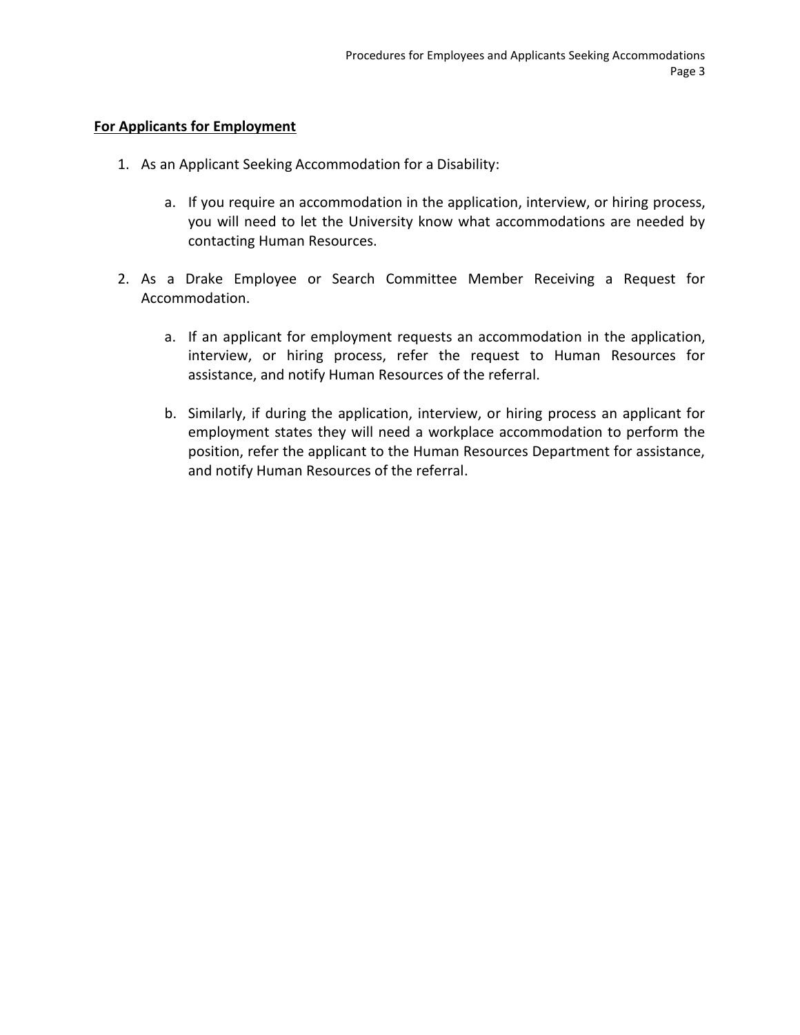**For Applicants for Employment**

1. As an Applicant Seeking Accommodation for a Disability:

    a. If you require an accommodation in the application, interview, or hiring process, you will need to let the University know what accommodations are needed by contacting Human Resources.

2. As a Drake Employee or Search Committee Member Receiving a Request for Accommodation.

    a. If an applicant for employment requests an accommodation in the application, interview, or hiring process, refer the request to Human Resources for assistance, and notify Human Resources of the referral.

    b. Similarly, if during the application, interview, or hiring process an applicant for employment states they will need a workplace accommodation to perform the position, refer the applicant to the Human Resources Department for assistance, and notify Human Resources of the referral.